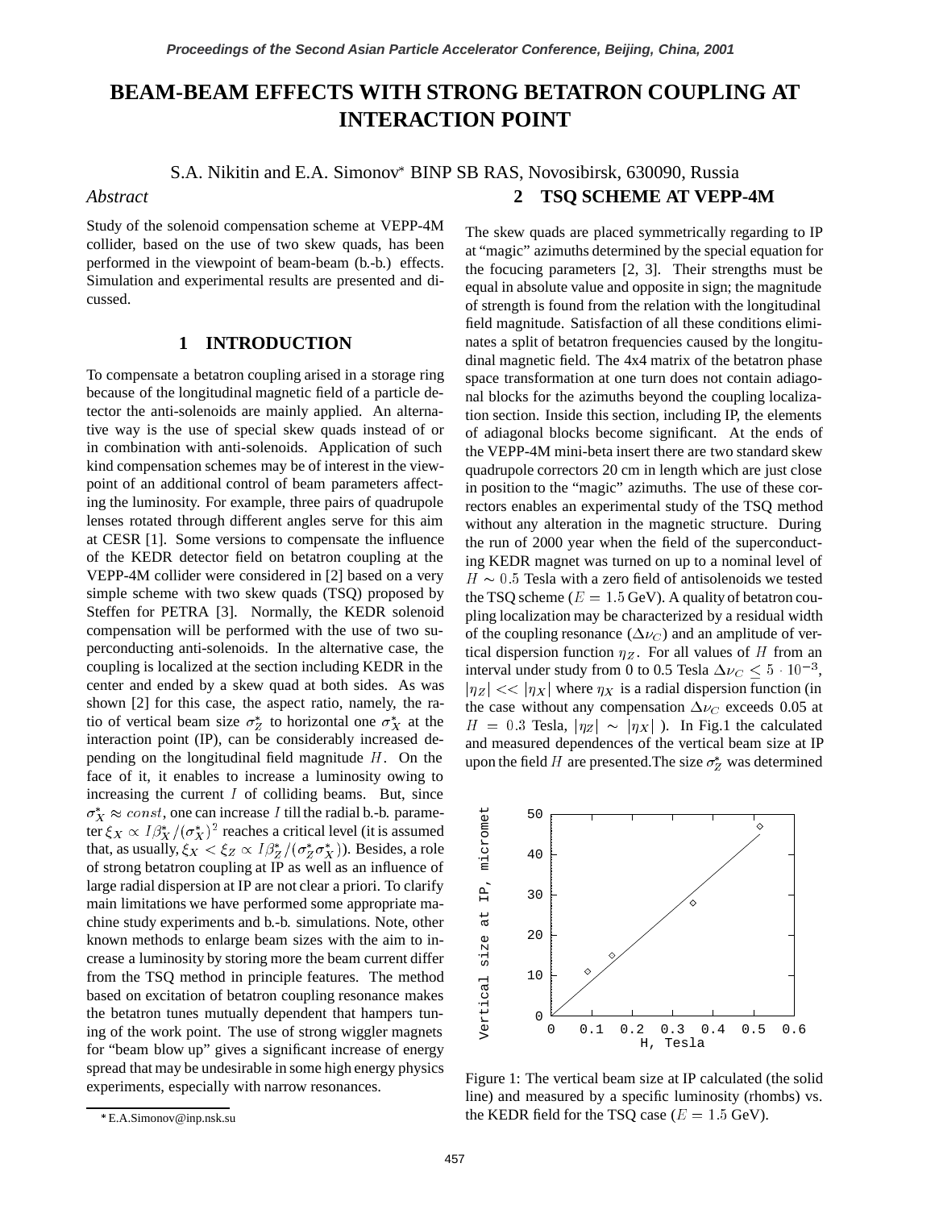# BEAM-BEAM EFFECTS WITH STRONG BETATRON COUPLING AT INTERACTION POINT

S.A. Nikitin and E.A. Simonov* BINP SB RAS, Novosibirsk, 630090, Russia

## *Abstract*

Study of the solenoid compensation scheme at VEPP-4M collider, based on the use of two skew quads, has been performed in the viewpoint of beam-beam (b.-b.) effects. Simulation and experimental results are presented and discussed.

## 1 INTRODUCTION

To compensate a betatron coupling arised in a storage ring because of the longitudinal magnetic field of a particle detector the anti-solenoids are mainly applied. An alternative way is the use of special skew quads instead of or in combination with anti-solenoids. Application of such kind compensation schemes may be of interest in the viewpoint of an additional control of beam parameters affecting the luminosity. For example, three pairs of quadrupole lenses rotated through different angles serve for this aim at CESR [1]. Some versions to compensate the influence of the KEDR detector field on betatron coupling at the VEPP-4M collider were considered in [2] based on a very simple scheme with two skew quads (TSQ) proposed by Steffen for PETRA [3]. Normally, the KEDR solenoid compensation will be performed with the use of two superconducting anti-solenoids. In the alternative case, the coupling is localized at the section including KEDR in the center and ended by a skew quad at both sides. As was shown [2] for this case, the aspect ratio, namely, the ratio of vertical beam size $\sigma_Z^*$ to horizontal one $\sigma_X^*$ at the interaction point (IP), can be considerably increased depending on the longitudinal field magnitude $H$. On the face of it, it enables to increase a luminosity owing to increasing the current $I$ of colliding beams. But, since $\sigma_X^* \approx const$, one can increase $I$ till the radial b.-b. parameter $\xi_X \propto I\beta_X^*/(\sigma_X^*)^2$ reaches a critical level (it is assumed that, as usually, $\xi_X < \xi_Z \propto I\beta_Z^*/(\sigma_Z^*\sigma_X^*)$). Besides, a role of strong betatron coupling at IP as well as an influence of large radial dispersion at IP are not clear a priori. To clarify main limitations we have performed some appropriate machine study experiments and b.-b. simulations. Note, other known methods to enlarge beam sizes with the aim to increase a luminosity by storing more the beam current differ from the TSQ method in principle features. The method based on excitation of betatron coupling resonance makes the betatron tunes mutually dependent that hampers tuning of the work point. The use of strong wiggler magnets for "beam blow up" gives a significant increase of energy spread that may be undesirable in some high energy physics experiments, especially with narrow resonances.

## 2 TSQ SCHEME AT VEPP-4M

The skew quads are placed symmetrically regarding to IP at "magic" azimuths determined by the special equation for the focucing parameters [2, 3]. Their strengths must be equal in absolute value and opposite in sign; the magnitude of strength is found from the relation with the longitudinal field magnitude. Satisfaction of all these conditions eliminates a split of betatron frequencies caused by the longitudinal magnetic field. The 4x4 matrix of the betatron phase space transformation at one turn does not contain adiagonal blocks for the azimuths beyond the coupling localization section. Inside this section, including IP, the elements of adiagonal blocks become significant. At the ends of the VEPP-4M mini-beta insert there are two standard skew quadrupole correctors 20 cm in length which are just close in position to the "magic" azimuths. The use of these correctors enables an experimental study of the TSQ method without any alteration in the magnetic structure. During the run of 2000 year when the field of the superconducting KEDR magnet was turned on up to a nominal level of $H \sim 0.5$ Tesla with a zero field of antisolenoids we tested the TSQ scheme ($E = 1.5$ GeV). A quality of betatron coupling localization may be characterized by a residual width of the coupling resonance ($\Delta\nu_C$) and an amplitude of vertical dispersion function $\eta_Z$. For all values of $H$ from an interval under study from 0 to 0.5 Tesla $\Delta\nu_C \leq 5 \cdot 10^{-3}$, $|\eta_Z| << |\eta_X|$ where $\eta_X$ is a radial dispersion function (in the case without any compensation $\Delta\nu_C$ exceeds 0.05 at $H = 0.3$ Tesla, $|\eta_Z| \sim |\eta_X|$ ). In Fig.1 the calculated and measured dependences of the vertical beam size at IP upon the field $H$ are presented.The size $\sigma_Z^*$ was determined

Figure 1: The vertical beam size at IP calculated (the solid line) and measured by a specific luminosity (rhombs) vs. the KEDR field for the TSQ case ($E = 1.5$ GeV).

*E.A.Simonov@inp.nsk.su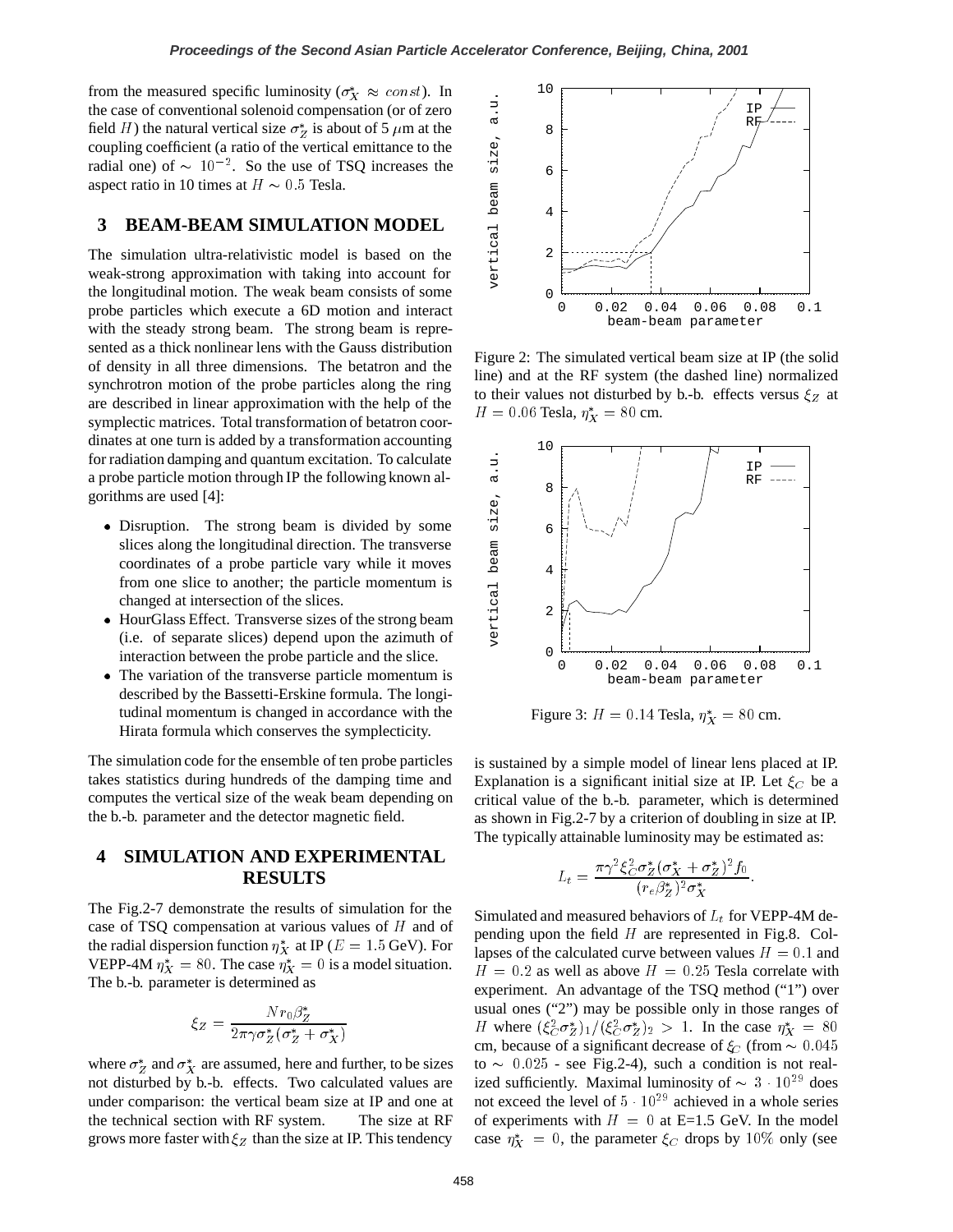from the measured specific luminosity ($\sigma_X^* \approx const$). In the case of conventional solenoid compensation (or of zero field $H$) the natural vertical size $\sigma_Z^*$ is about of 5 $\mu$m at the coupling coefficient (a ratio of the vertical emittance to the radial one) of $\sim 10^{-2}$. So the use of TSQ increases the aspect ratio in 10 times at $H \sim 0.5$ Tesla.

## 3 BEAM-BEAM SIMULATION MODEL

The simulation ultra-relativistic model is based on the weak-strong approximation with taking into account for the longitudinal motion. The weak beam consists of some probe particles which execute a 6D motion and interact with the steady strong beam. The strong beam is represented as a thick nonlinear lens with the Gauss distribution of density in all three dimensions. The betatron and the synchrotron motion of the probe particles along the ring are described in linear approximation with the help of the symplectic matrices. Total transformation of betatron coordinates at one turn is added by a transformation accounting for radiation damping and quantum excitation. To calculate a probe particle motion through IP the following known algorithms are used [4]:

- Disruption. The strong beam is divided by some slices along the longitudinal direction. The transverse coordinates of a probe particle vary while it moves from one slice to another; the particle momentum is changed at intersection of the slices.
- HourGlass Effect. Transverse sizes of the strong beam (i.e. of separate slices) depend upon the azimuth of interaction between the probe particle and the slice.
- The variation of the transverse particle momentum is described by the Bassetti-Erskine formula. The longitudinal momentum is changed in accordance with the Hirata formula which conserves the symplecticity.

The simulation code for the ensemble of ten probe particles takes statistics during hundreds of the damping time and computes the vertical size of the weak beam depending on the b.-b. parameter and the detector magnetic field.

## 4 SIMULATION AND EXPERIMENTAL RESULTS

The Fig.2-7 demonstrate the results of simulation for the case of TSQ compensation at various values of $H$ and of the radial dispersion function $\eta_X^*$ at IP ($E = 1.5$ GeV). For VEPP-4M $\eta_X^* = 80$. The case $\eta_X^* = 0$ is a model situation. The b.-b. parameter is determined as

$$\xi_Z = \frac{N r_0 \beta_Z^*}{2\pi\gamma\sigma_Z^*(\sigma_Z^* + \sigma_X^*)}$$

where $\sigma_Z^*$ and $\sigma_X^*$ are assumed, here and further, to be sizes not disturbed by b.-b. effects. Two calculated values are under comparison: the vertical beam size at IP and one at the technical section with RF system. The size at RF grows more faster with $\xi_Z$ than the size at IP. This tendency is sustained by a simple model of linear lens placed at IP. Explanation is a significant initial size at IP. Let $\xi_C$ be a critical value of the b.-b. parameter, which is determined as shown in Fig.2-7 by a criterion of doubling in size at IP. The typically attainable luminosity may be estimated as:

$$L_t = \frac{\pi\gamma^2\xi_C^2\sigma_Z^*(\sigma_X^* + \sigma_Z^*)^2 f_0}{(r_e\beta_Z^*)^2\sigma_X^*}.$$

Simulated and measured behaviors of $L_t$ for VEPP-4M depending upon the field $H$ are represented in Fig.8. Collapses of the calculated curve between values $H = 0.1$ and $H = 0.2$ as well as above $H = 0.25$ Tesla correlate with experiment. An advantage of the TSQ method ("1") over usual ones ("2") may be possible only in those ranges of $H$ where $(\xi_C^2\sigma_Z^*)_1/(\xi_C^2\sigma_Z^*)_2 > 1$. In the case $\eta_X^* = 80$ cm, because of a significant decrease of $\xi_C$ (from $\sim 0.045$ to $\sim 0.025$ - see Fig.2-4), such a condition is not realized sufficiently. Maximal luminosity of $\sim 3 \cdot 10^{29}$ does not exceed the level of $5 \cdot 10^{29}$ achieved in a whole series of experiments with $H = 0$ at E=1.5 GeV. In the model case $\eta_X^* = 0$, the parameter $\xi_C$ drops by $10\%$ only (see

Figure 2: The simulated vertical beam size at IP (the solid line) and at the RF system (the dashed line) normalized to their values not disturbed by b.-b. effects versus $\xi_Z$ at $H = 0.06$ Tesla, $\eta_X^* = 80$ cm.

Figure 3: $H = 0.14$ Tesla, $\eta_X^* = 80$ cm.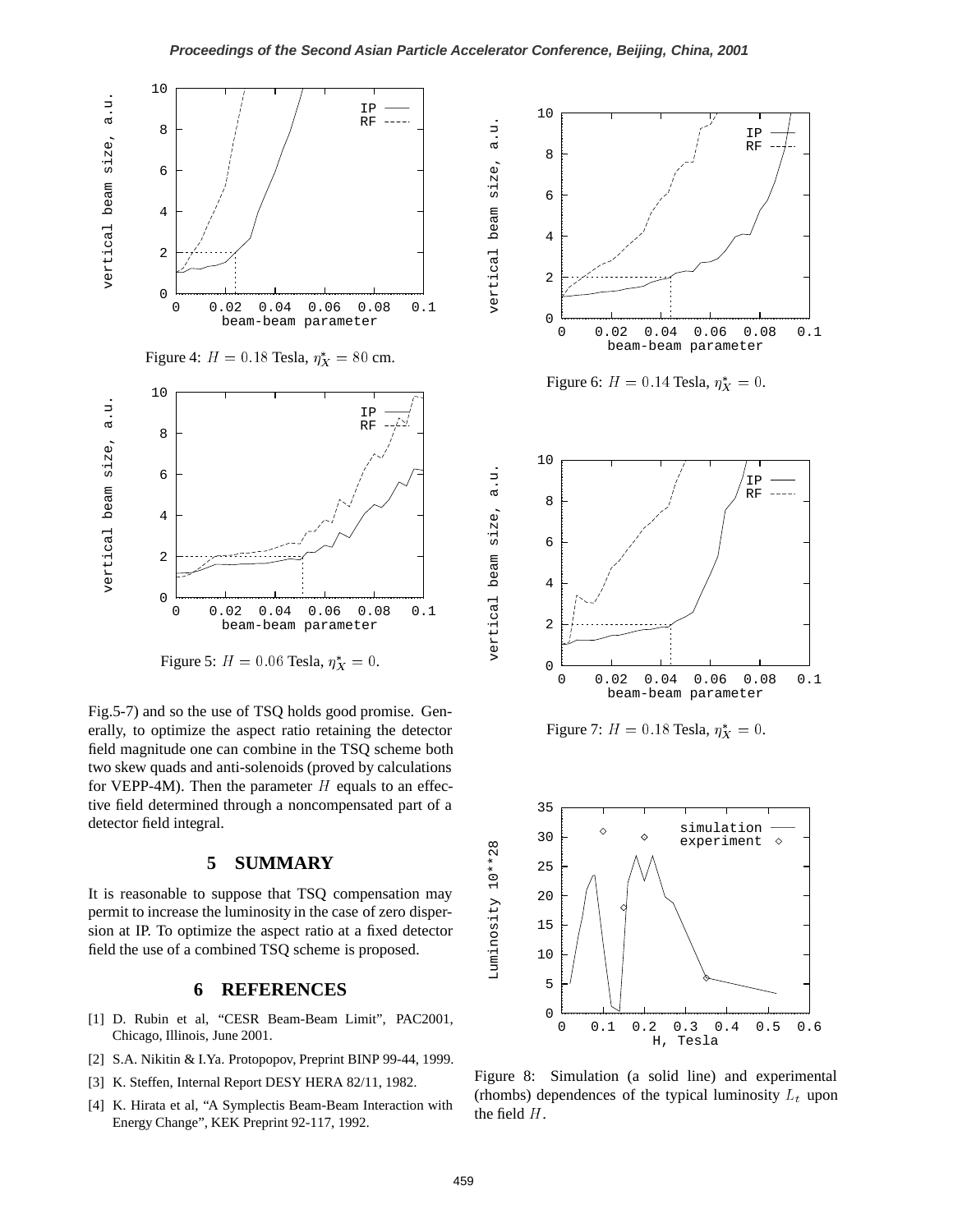vertical beam size, a.u.

10
8
6
4
2
0

0 0.02 0.04 0.06 0.08 0.1

beam-beam parameter

IP
RF

Figure 4: $H = 0.18$ Tesla, $\eta_X^* = 80$ cm.

vertical beam size, a.u.

10
8
6
4
2
0

0 0.02 0.04 0.06 0.08 0.1

beam-beam parameter

IP
RF

Figure 5: $H = 0.06$ Tesla, $\eta_X^* = 0$.

Fig.5-7) and so the use of TSQ holds good promise. Generally, to optimize the aspect ratio retaining the detector field magnitude one can combine in the TSQ scheme both two skew quads and anti-solenoids (proved by calculations for VEPP-4M). Then the parameter $H$ equals to an effective field determined through a noncompensated part of a detector field integral.

## 5 SUMMARY

It is reasonable to suppose that TSQ compensation may permit to increase the luminosity in the case of zero dispersion at IP. To optimize the aspect ratio at a fixed detector field the use of a combined TSQ scheme is proposed.

## 6 REFERENCES

[1] D. Rubin et al, "CESR Beam-Beam Limit", PAC2001, Chicago, Illinois, June 2001.

[2] S.A. Nikitin & I.Ya. Protopopov, Preprint BINP 99-44, 1999.

[3] K. Steffen, Internal Report DESY HERA 82/11, 1982.

[4] K. Hirata et al, "A Symplectis Beam-Beam Interaction with Energy Change", KEK Preprint 92-117, 1992.

vertical beam size, a.u.

10
8
6
4
2
0

0 0.02 0.04 0.06 0.08 0.1

beam-beam parameter

IP
RF

Figure 6: $H = 0.14$ Tesla, $\eta_X^* = 0$.

vertical beam size, a.u.

10
8
6
4
2
0

0 0.02 0.04 0.06 0.08 0.1

beam-beam parameter

IP
RF

Figure 7: $H = 0.18$ Tesla, $\eta_X^* = 0$.

Luminosity 10**28

35
30
25
20
15
10
5
0

0 0.1 0.2 0.3 0.4 0.5 0.6

H, Tesla

simulation
experiment

Figure 8: Simulation (a solid line) and experimental (rhombs) dependences of the typical luminosity $L_t$ upon the field $H$.